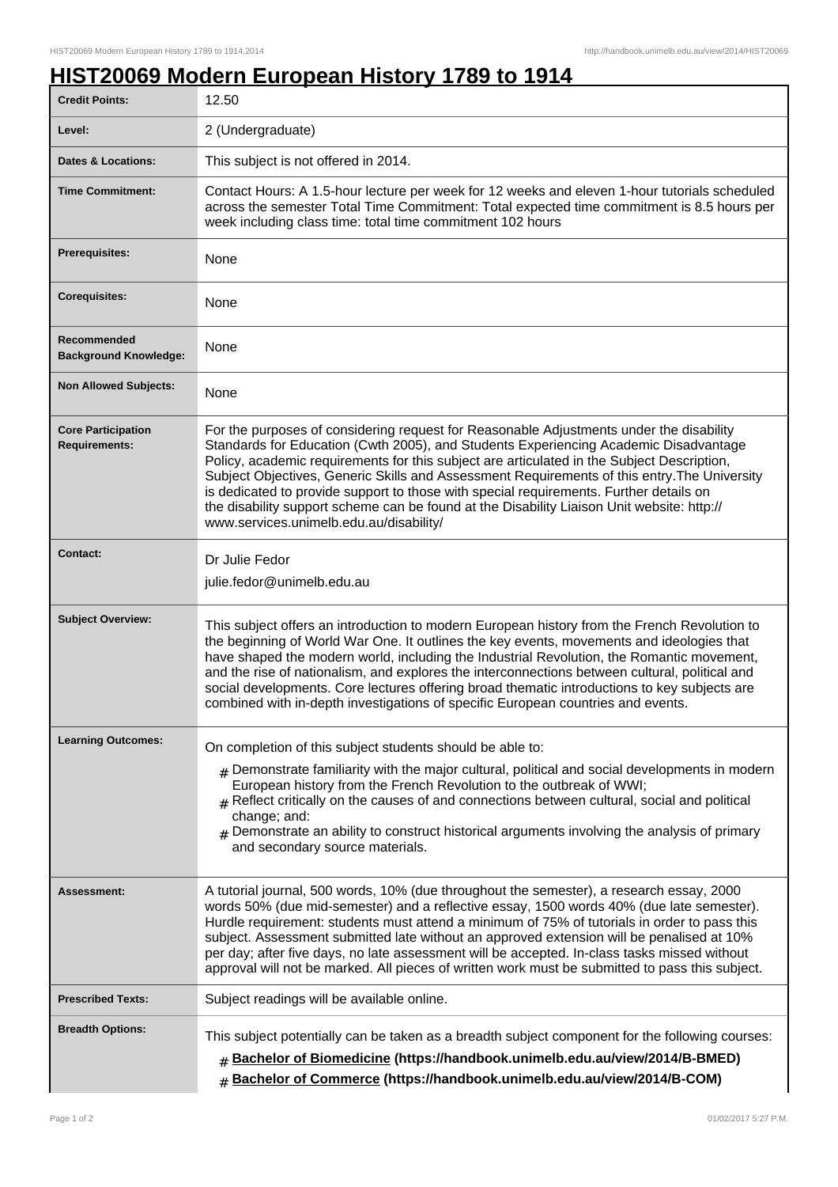# HIST20069 Modern European History 1789 to 1914

| | |
|---|---|
| **Credit Points:** | 12.50 |
| **Level:** | 2 (Undergraduate) |
| **Dates & Locations:** | This subject is not offered in 2014. |
| **Time Commitment:** | Contact Hours: A 1.5-hour lecture per week for 12 weeks and eleven 1-hour tutorials scheduled across the semester Total Time Commitment: Total expected time commitment is 8.5 hours per week including class time: total time commitment 102 hours |
| **Prerequisites:** | None |
| **Corequisites:** | None |
| **Recommended Background Knowledge:** | None |
| **Non Allowed Subjects:** | None |
| **Core Participation Requirements:** | For the purposes of considering request for Reasonable Adjustments under the disability Standards for Education (Cwth 2005), and Students Experiencing Academic Disadvantage Policy, academic requirements for this subject are articulated in the Subject Description, Subject Objectives, Generic Skills and Assessment Requirements of this entry.The University is dedicated to provide support to those with special requirements. Further details on the disability support scheme can be found at the Disability Liaison Unit website: http://www.services.unimelb.edu.au/disability/ |
| **Contact:** | Dr Julie Fedor<br>julie.fedor@unimelb.edu.au |
| **Subject Overview:** | This subject offers an introduction to modern European history from the French Revolution to the beginning of World War One. It outlines the key events, movements and ideologies that have shaped the modern world, including the Industrial Revolution, the Romantic movement, and the rise of nationalism, and explores the interconnections between cultural, political and social developments. Core lectures offering broad thematic introductions to key subjects are combined with in-depth investigations of specific European countries and events. |
| **Learning Outcomes:** | On completion of this subject students should be able to:<br># Demonstrate familiarity with the major cultural, political and social developments in modern European history from the French Revolution to the outbreak of WWI;<br># Reflect critically on the causes of and connections between cultural, social and political change; and:<br># Demonstrate an ability to construct historical arguments involving the analysis of primary and secondary source materials. |
| **Assessment:** | A tutorial journal, 500 words, 10% (due throughout the semester), a research essay, 2000 words 50% (due mid-semester) and a reflective essay, 1500 words 40% (due late semester). Hurdle requirement: students must attend a minimum of 75% of tutorials in order to pass this subject. Assessment submitted late without an approved extension will be penalised at 10% per day; after five days, no late assessment will be accepted. In-class tasks missed without approval will not be marked. All pieces of written work must be submitted to pass this subject. |
| **Prescribed Texts:** | Subject readings will be available online. |
| **Breadth Options:** | This subject potentially can be taken as a breadth subject component for the following courses:<br># **Bachelor of Biomedicine (https://handbook.unimelb.edu.au/view/2014/B-BMED)**<br># **Bachelor of Commerce (https://handbook.unimelb.edu.au/view/2014/B-COM)** |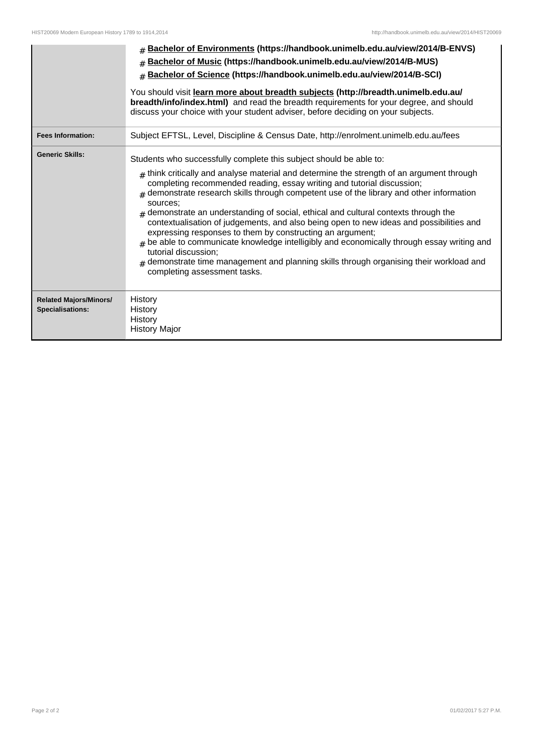| | |
|---|---|
| | # **Bachelor of Environments** (https://handbook.unimelb.edu.au/view/2014/B-ENVS)<br># **Bachelor of Music** (https://handbook.unimelb.edu.au/view/2014/B-MUS)<br># **Bachelor of Science** (https://handbook.unimelb.edu.au/view/2014/B-SCI)<br><br>You should visit **learn more about breadth subjects (http://breadth.unimelb.edu.au/breadth/info/index.html)** and read the breadth requirements for your degree, and should discuss your choice with your student adviser, before deciding on your subjects. |
| **Fees Information:** | Subject EFTSL, Level, Discipline & Census Date, http://enrolment.unimelb.edu.au/fees |
| **Generic Skills:** | Students who successfully complete this subject should be able to:<br><br># think critically and analyse material and determine the strength of an argument through completing recommended reading, essay writing and tutorial discussion;<br># demonstrate research skills through competent use of the library and other information sources;<br># demonstrate an understanding of social, ethical and cultural contexts through the contextualisation of judgements, and also being open to new ideas and possibilities and expressing responses to them by constructing an argument;<br># be able to communicate knowledge intelligibly and economically through essay writing and tutorial discussion;<br># demonstrate time management and planning skills through organising their workload and completing assessment tasks. |
| **Related Majors/Minors/ Specialisations:** | History<br>History<br>History<br>History Major |